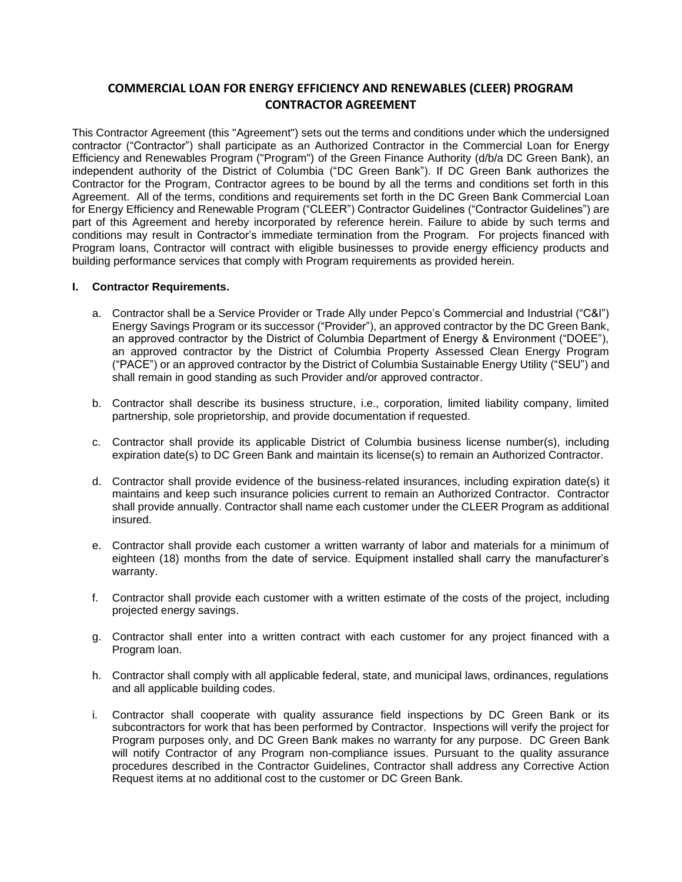# COMMERCIAL LOAN FOR ENERGY EFFICIENCY AND RENEWABLES (CLEER) PROGRAM CONTRACTOR AGREEMENT

This Contractor Agreement (this "Agreement") sets out the terms and conditions under which the undersigned contractor ("Contractor") shall participate as an Authorized Contractor in the Commercial Loan for Energy Efficiency and Renewables Program ("Program") of the Green Finance Authority (d/b/a DC Green Bank), an independent authority of the District of Columbia ("DC Green Bank"). If DC Green Bank authorizes the Contractor for the Program, Contractor agrees to be bound by all the terms and conditions set forth in this Agreement. All of the terms, conditions and requirements set forth in the DC Green Bank Commercial Loan for Energy Efficiency and Renewable Program ("CLEER") Contractor Guidelines ("Contractor Guidelines") are part of this Agreement and hereby incorporated by reference herein. Failure to abide by such terms and conditions may result in Contractor's immediate termination from the Program. For projects financed with Program loans, Contractor will contract with eligible businesses to provide energy efficiency products and building performance services that comply with Program requirements as provided herein.

## I. Contractor Requirements.

a. Contractor shall be a Service Provider or Trade Ally under Pepco's Commercial and Industrial ("C&I") Energy Savings Program or its successor ("Provider"), an approved contractor by the DC Green Bank, an approved contractor by the District of Columbia Department of Energy & Environment ("DOEE"), an approved contractor by the District of Columbia Property Assessed Clean Energy Program ("PACE") or an approved contractor by the District of Columbia Sustainable Energy Utility ("SEU") and shall remain in good standing as such Provider and/or approved contractor.

b. Contractor shall describe its business structure, i.e., corporation, limited liability company, limited partnership, sole proprietorship, and provide documentation if requested.

c. Contractor shall provide its applicable District of Columbia business license number(s), including expiration date(s) to DC Green Bank and maintain its license(s) to remain an Authorized Contractor.

d. Contractor shall provide evidence of the business-related insurances, including expiration date(s) it maintains and keep such insurance policies current to remain an Authorized Contractor. Contractor shall provide annually. Contractor shall name each customer under the CLEER Program as additional insured.

e. Contractor shall provide each customer a written warranty of labor and materials for a minimum of eighteen (18) months from the date of service. Equipment installed shall carry the manufacturer's warranty.

f. Contractor shall provide each customer with a written estimate of the costs of the project, including projected energy savings.

g. Contractor shall enter into a written contract with each customer for any project financed with a Program loan.

h. Contractor shall comply with all applicable federal, state, and municipal laws, ordinances, regulations and all applicable building codes.

i. Contractor shall cooperate with quality assurance field inspections by DC Green Bank or its subcontractors for work that has been performed by Contractor. Inspections will verify the project for Program purposes only, and DC Green Bank makes no warranty for any purpose. DC Green Bank will notify Contractor of any Program non-compliance issues. Pursuant to the quality assurance procedures described in the Contractor Guidelines, Contractor shall address any Corrective Action Request items at no additional cost to the customer or DC Green Bank.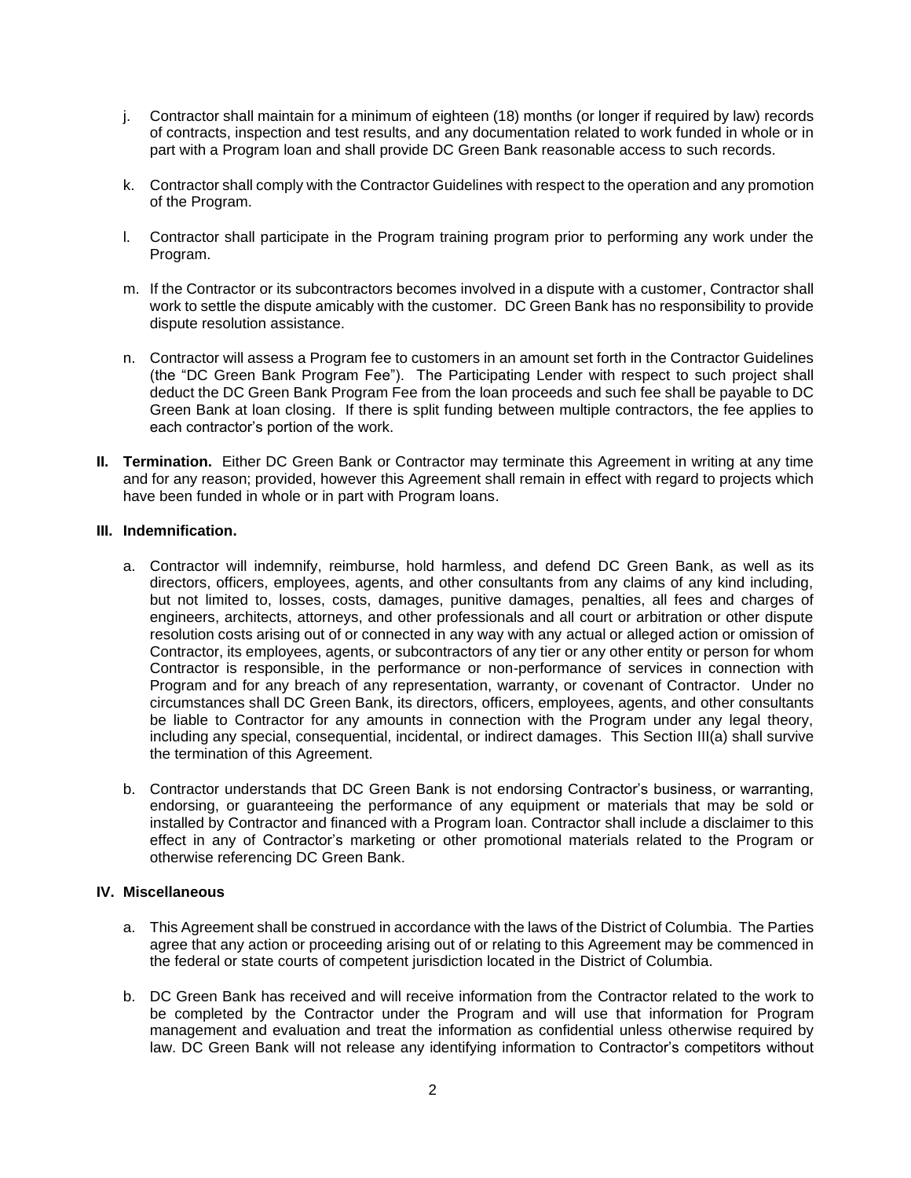j. Contractor shall maintain for a minimum of eighteen (18) months (or longer if required by law) records of contracts, inspection and test results, and any documentation related to work funded in whole or in part with a Program loan and shall provide DC Green Bank reasonable access to such records.

k. Contractor shall comply with the Contractor Guidelines with respect to the operation and any promotion of the Program.

l. Contractor shall participate in the Program training program prior to performing any work under the Program.

m. If the Contractor or its subcontractors becomes involved in a dispute with a customer, Contractor shall work to settle the dispute amicably with the customer. DC Green Bank has no responsibility to provide dispute resolution assistance.

n. Contractor will assess a Program fee to customers in an amount set forth in the Contractor Guidelines (the "DC Green Bank Program Fee"). The Participating Lender with respect to such project shall deduct the DC Green Bank Program Fee from the loan proceeds and such fee shall be payable to DC Green Bank at loan closing. If there is split funding between multiple contractors, the fee applies to each contractor's portion of the work.

**II. Termination.** Either DC Green Bank or Contractor may terminate this Agreement in writing at any time and for any reason; provided, however this Agreement shall remain in effect with regard to projects which have been funded in whole or in part with Program loans.

**III. Indemnification.**

a. Contractor will indemnify, reimburse, hold harmless, and defend DC Green Bank, as well as its directors, officers, employees, agents, and other consultants from any claims of any kind including, but not limited to, losses, costs, damages, punitive damages, penalties, all fees and charges of engineers, architects, attorneys, and other professionals and all court or arbitration or other dispute resolution costs arising out of or connected in any way with any actual or alleged action or omission of Contractor, its employees, agents, or subcontractors of any tier or any other entity or person for whom Contractor is responsible, in the performance or non-performance of services in connection with Program and for any breach of any representation, warranty, or covenant of Contractor. Under no circumstances shall DC Green Bank, its directors, officers, employees, agents, and other consultants be liable to Contractor for any amounts in connection with the Program under any legal theory, including any special, consequential, incidental, or indirect damages. This Section III(a) shall survive the termination of this Agreement.

b. Contractor understands that DC Green Bank is not endorsing Contractor's business, or warranting, endorsing, or guaranteeing the performance of any equipment or materials that may be sold or installed by Contractor and financed with a Program loan. Contractor shall include a disclaimer to this effect in any of Contractor's marketing or other promotional materials related to the Program or otherwise referencing DC Green Bank.

**IV. Miscellaneous**

a. This Agreement shall be construed in accordance with the laws of the District of Columbia. The Parties agree that any action or proceeding arising out of or relating to this Agreement may be commenced in the federal or state courts of competent jurisdiction located in the District of Columbia.

b. DC Green Bank has received and will receive information from the Contractor related to the work to be completed by the Contractor under the Program and will use that information for Program management and evaluation and treat the information as confidential unless otherwise required by law. DC Green Bank will not release any identifying information to Contractor's competitors without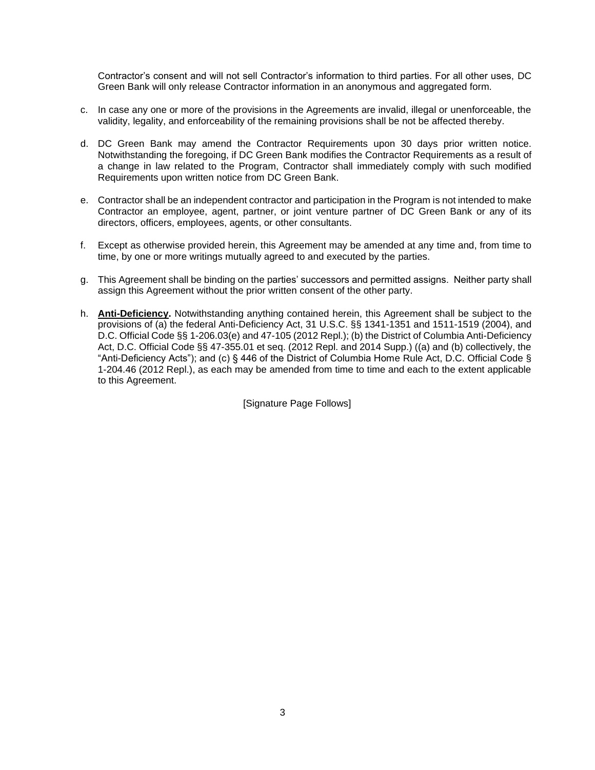Contractor's consent and will not sell Contractor's information to third parties. For all other uses, DC Green Bank will only release Contractor information in an anonymous and aggregated form.

c. In case any one or more of the provisions in the Agreements are invalid, illegal or unenforceable, the validity, legality, and enforceability of the remaining provisions shall be not be affected thereby.

d. DC Green Bank may amend the Contractor Requirements upon 30 days prior written notice. Notwithstanding the foregoing, if DC Green Bank modifies the Contractor Requirements as a result of a change in law related to the Program, Contractor shall immediately comply with such modified Requirements upon written notice from DC Green Bank.

e. Contractor shall be an independent contractor and participation in the Program is not intended to make Contractor an employee, agent, partner, or joint venture partner of DC Green Bank or any of its directors, officers, employees, agents, or other consultants.

f. Except as otherwise provided herein, this Agreement may be amended at any time and, from time to time, by one or more writings mutually agreed to and executed by the parties.

g. This Agreement shall be binding on the parties' successors and permitted assigns. Neither party shall assign this Agreement without the prior written consent of the other party.

h. **Anti-Deficiency.** Notwithstanding anything contained herein, this Agreement shall be subject to the provisions of (a) the federal Anti-Deficiency Act, 31 U.S.C. §§ 1341-1351 and 1511-1519 (2004), and D.C. Official Code §§ 1-206.03(e) and 47-105 (2012 Repl.); (b) the District of Columbia Anti-Deficiency Act, D.C. Official Code §§ 47-355.01 et seq. (2012 Repl. and 2014 Supp.) ((a) and (b) collectively, the "Anti-Deficiency Acts"); and (c) § 446 of the District of Columbia Home Rule Act, D.C. Official Code § 1-204.46 (2012 Repl.), as each may be amended from time to time and each to the extent applicable to this Agreement.

[Signature Page Follows]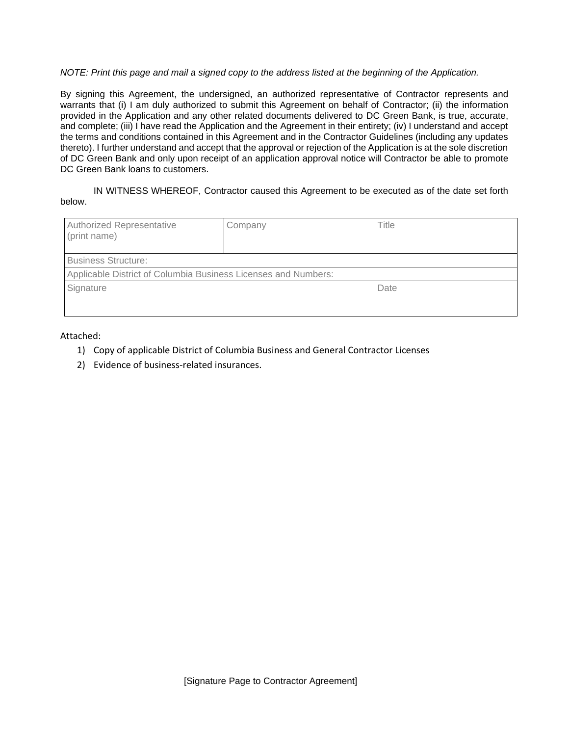*NOTE: Print this page and mail a signed copy to the address listed at the beginning of the Application.*

By signing this Agreement, the undersigned, an authorized representative of Contractor represents and warrants that (i) I am duly authorized to submit this Agreement on behalf of Contractor; (ii) the information provided in the Application and any other related documents delivered to DC Green Bank, is true, accurate, and complete; (iii) I have read the Application and the Agreement in their entirety; (iv) I understand and accept the terms and conditions contained in this Agreement and in the Contractor Guidelines (including any updates thereto). I further understand and accept that the approval or rejection of the Application is at the sole discretion of DC Green Bank and only upon receipt of an application approval notice will Contractor be able to promote DC Green Bank loans to customers.

IN WITNESS WHEREOF, Contractor caused this Agreement to be executed as of the date set forth below.

| | | |
|---|---|---|
| Authorized Representative (print name) | Company | Title |
| Business Structure: | | |
| Applicable District of Columbia Business Licenses and Numbers: | | |
| Signature | | Date |

Attached:

1) Copy of applicable District of Columbia Business and General Contractor Licenses
2) Evidence of business-related insurances.

[Signature Page to Contractor Agreement]